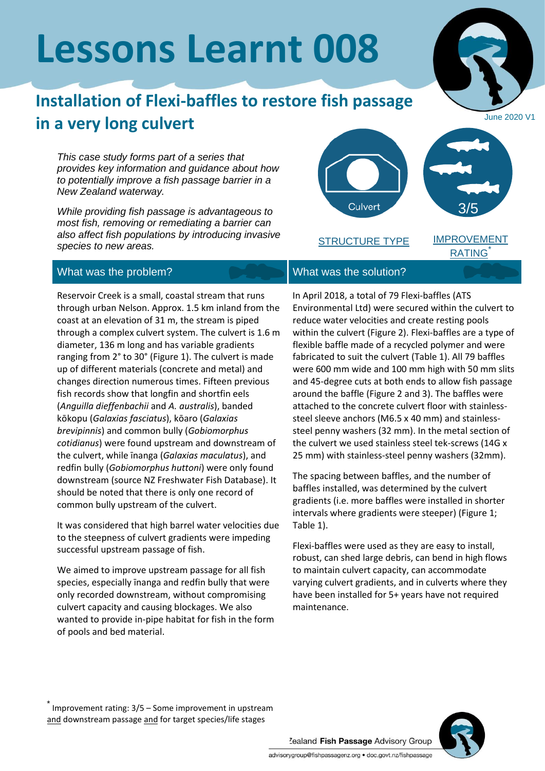# Lessons Learnt 008

## Installation of Flexi-baffles to restore fish passage in a very long culvert

June 2020 V1

*This case study forms part of a series that provides key information and guidance about how to potentially improve a fish passage barrier in a New Zealand waterway.*

*While providing fish passage is advantageous to most fish, removing or remediating a barrier can also affect fish populations by introducing invasive species to new areas.*

Culvert — STRUCTURE TYPE

3/5 — IMPROVEMENT RATING*

### What was the problem?

Reservoir Creek is a small, coastal stream that runs through urban Nelson. Approx. 1.5 km inland from the coast at an elevation of 31 m, the stream is piped through a complex culvert system. The culvert is 1.6 m diameter, 136 m long and has variable gradients ranging from 2° to 30° (Figure 1). The culvert is made up of different materials (concrete and metal) and changes direction numerous times. Fifteen previous fish records show that longfin and shortfin eels (*Anguilla dieffenbachii* and *A. australis*), banded kōkopu (*Galaxias fasciatus*), kōaro (*Galaxias brevipinnis*) and common bully (*Gobiomorphus cotidianus*) were found upstream and downstream of the culvert, while īnanga (*Galaxias maculatus*), and redfin bully (*Gobiomorphus huttoni*) were only found downstream (source NZ Freshwater Fish Database). It should be noted that there is only one record of common bully upstream of the culvert.

It was considered that high barrel water velocities due to the steepness of culvert gradients were impeding successful upstream passage of fish.

We aimed to improve upstream passage for all fish species, especially īnanga and redfin bully that were only recorded downstream, without compromising culvert capacity and causing blockages. We also wanted to provide in-pipe habitat for fish in the form of pools and bed material.

### What was the solution?

In April 2018, a total of 79 Flexi-baffles (ATS Environmental Ltd) were secured within the culvert to reduce water velocities and create resting pools within the culvert (Figure 2). Flexi-baffles are a type of flexible baffle made of a recycled polymer and were fabricated to suit the culvert (Table 1). All 79 baffles were 600 mm wide and 100 mm high with 50 mm slits and 45-degree cuts at both ends to allow fish passage around the baffle (Figure 2 and 3). The baffles were attached to the concrete culvert floor with stainless-steel sleeve anchors (M6.5 x 40 mm) and stainless-steel penny washers (32 mm). In the metal section of the culvert we used stainless steel tek-screws (14G x 25 mm) with stainless-steel penny washers (32mm).

The spacing between baffles, and the number of baffles installed, was determined by the culvert gradients (i.e. more baffles were installed in shorter intervals where gradients were steeper) (Figure 1; Table 1).

Flexi-baffles were used as they are easy to install, robust, can shed large debris, can bend in high flows to maintain culvert capacity, can accommodate varying culvert gradients, and in culverts where they have been installed for 5+ years have not required maintenance.

[*] Improvement rating: 3/5 – Some improvement in upstream and downstream passage and for target species/life stages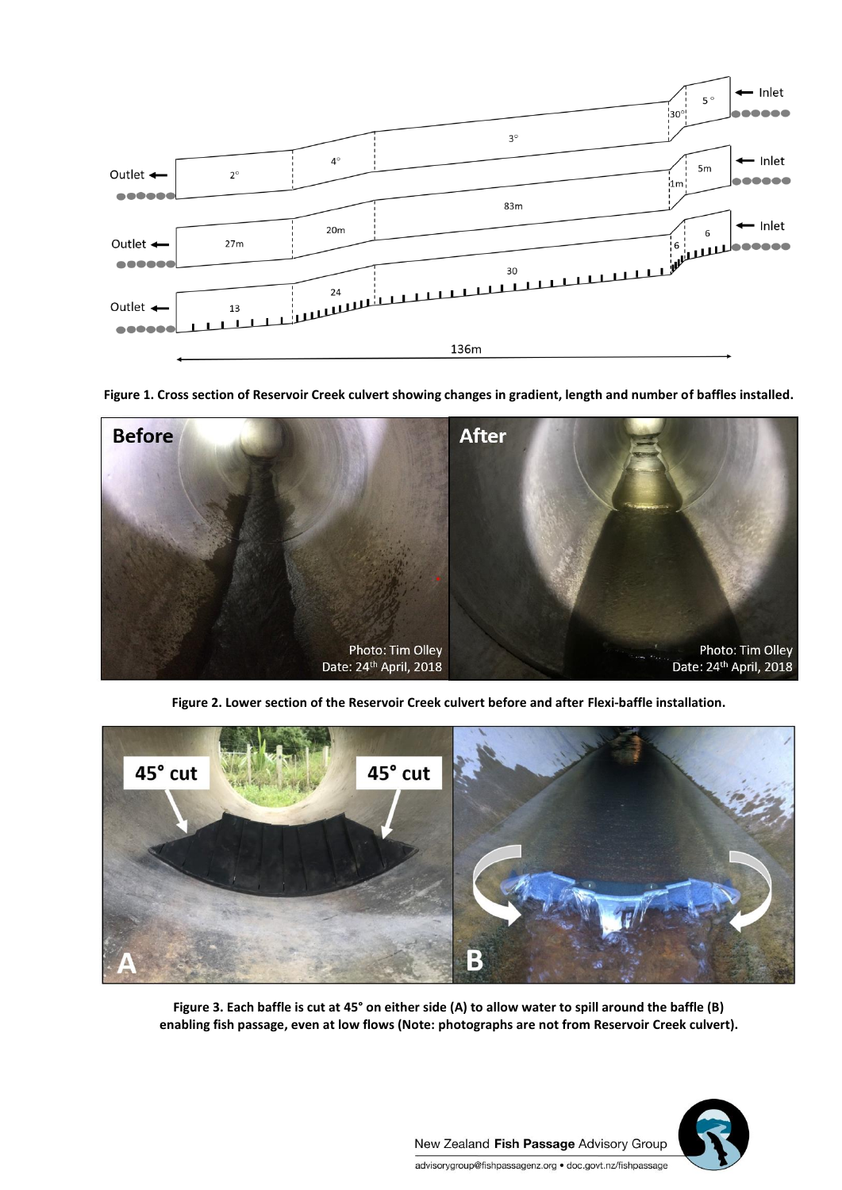**Figure 1. Cross section of Reservoir Creek culvert showing changes in gradient, length and number of baffles installed.**

**Figure 2. Lower section of the Reservoir Creek culvert before and after Flexi-baffle installation.**

**Figure 3. Each baffle is cut at 45° on either side (A) to allow water to spill around the baffle (B) enabling fish passage, even at low flows (Note: photographs are not from Reservoir Creek culvert).**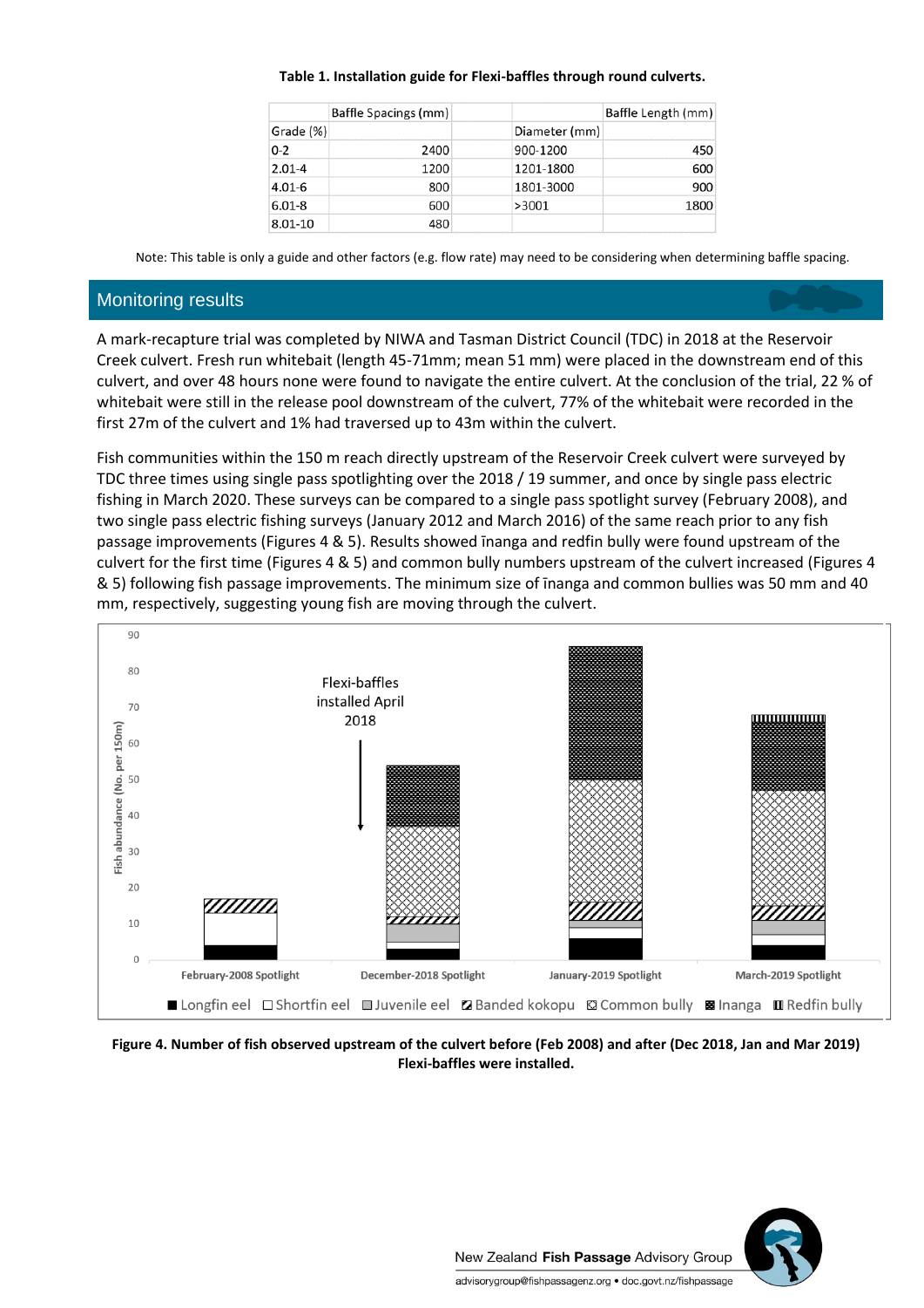**Table 1. Installation guide for Flexi-baffles through round culverts.**

| Grade (%) | Baffle Spacings (mm) | Diameter (mm) | Baffle Length (mm) |
|---|---|---|---|
| 0-2 | 2400 | 900-1200 | 450 |
| 2.01-4 | 1200 | 1201-1800 | 600 |
| 4.01-6 | 800 | 1801-3000 | 900 |
| 6.01-8 | 600 | >3001 | 1800 |
| 8.01-10 | 480 | | |

Note: This table is only a guide and other factors (e.g. flow rate) may need to be considering when determining baffle spacing.

## Monitoring results

A mark-recapture trial was completed by NIWA and Tasman District Council (TDC) in 2018 at the Reservoir Creek culvert. Fresh run whitebait (length 45-71mm; mean 51 mm) were placed in the downstream end of this culvert, and over 48 hours none were found to navigate the entire culvert. At the conclusion of the trial, 22 % of whitebait were still in the release pool downstream of the culvert, 77% of the whitebait were recorded in the first 27m of the culvert and 1% had traversed up to 43m within the culvert.

Fish communities within the 150 m reach directly upstream of the Reservoir Creek culvert were surveyed by TDC three times using single pass spotlighting over the 2018 / 19 summer, and once by single pass electric fishing in March 2020. These surveys can be compared to a single pass spotlight survey (February 2008), and two single pass electric fishing surveys (January 2012 and March 2016) of the same reach prior to any fish passage improvements (Figures 4 & 5). Results showed īnanga and redfin bully were found upstream of the culvert for the first time (Figures 4 & 5) and common bully numbers upstream of the culvert increased (Figures 4 & 5) following fish passage improvements. The minimum size of īnanga and common bullies was 50 mm and 40 mm, respectively, suggesting young fish are moving through the culvert.

**Figure 4. Number of fish observed upstream of the culvert before (Feb 2008) and after (Dec 2018, Jan and Mar 2019) Flexi-baffles were installed.**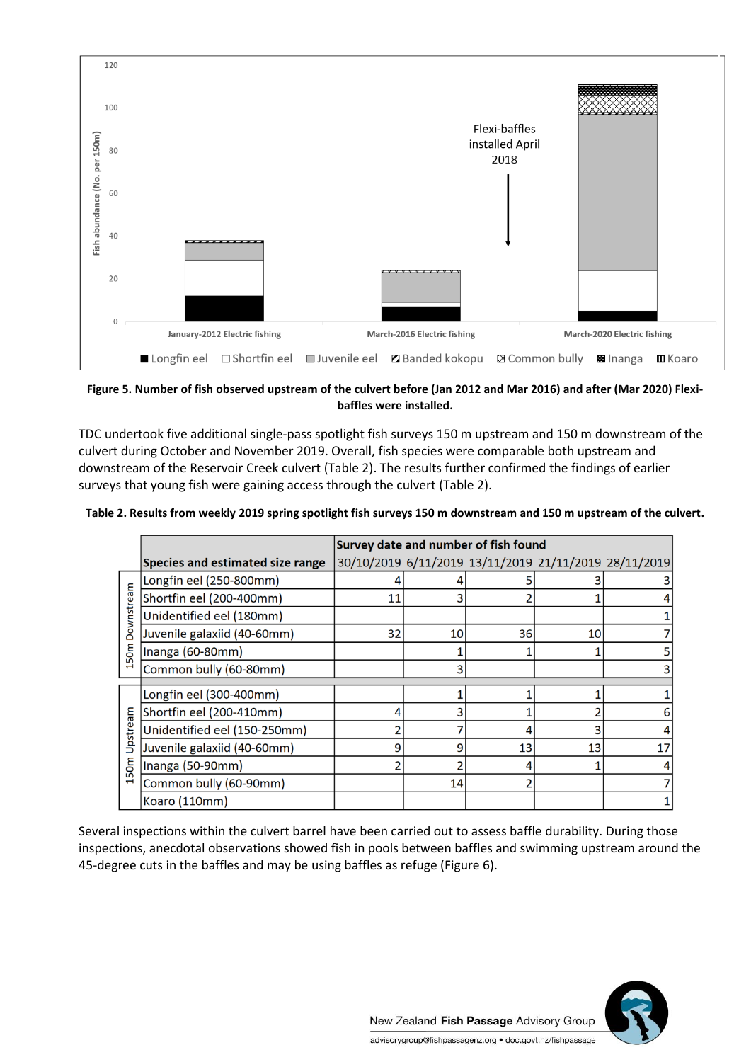**Figure 5. Number of fish observed upstream of the culvert before (Jan 2012 and Mar 2016) and after (Mar 2020) Flexi-baffles were installed.**

TDC undertook five additional single-pass spotlight fish surveys 150 m upstream and 150 m downstream of the culvert during October and November 2019. Overall, fish species were comparable both upstream and downstream of the Reservoir Creek culvert (Table 2). The results further confirmed the findings of earlier surveys that young fish were gaining access through the culvert (Table 2).

**Table 2. Results from weekly 2019 spring spotlight fish surveys 150 m downstream and 150 m upstream of the culvert.**

| | Species and estimated size range | Survey date and number of fish found | | | | |
|---|---|---|---|---|---|---|
| | | 30/10/2019 | 6/11/2019 | 13/11/2019 | 21/11/2019 | 28/11/2019 |
| 150m Downstream | Longfin eel (250-800mm) | 4 | 4 | 5 | 3 | 3 |
| | Shortfin eel (200-400mm) | 11 | 3 | 2 | 1 | 4 |
| | Unidentified eel (180mm) | | | | | 1 |
| | Juvenile galaxiid (40-60mm) | 32 | 10 | 36 | 10 | 7 |
| | Inanga (60-80mm) | | 1 | 1 | 1 | 5 |
| | Common bully (60-80mm) | | 3 | | | 3 |
| 150m Upstream | Longfin eel (300-400mm) | | 1 | 1 | 1 | 1 |
| | Shortfin eel (200-410mm) | 4 | 3 | 1 | 2 | 6 |
| | Unidentified eel (150-250mm) | 2 | 7 | 4 | 3 | 4 |
| | Juvenile galaxiid (40-60mm) | 9 | 9 | 13 | 13 | 17 |
| | Inanga (50-90mm) | 2 | 2 | 4 | 1 | 4 |
| | Common bully (60-90mm) | | 14 | 2 | | 7 |
| | Koaro (110mm) | | | | | 1 |

Several inspections within the culvert barrel have been carried out to assess baffle durability. During those inspections, anecdotal observations showed fish in pools between baffles and swimming upstream around the 45-degree cuts in the baffles and may be using baffles as refuge (Figure 6).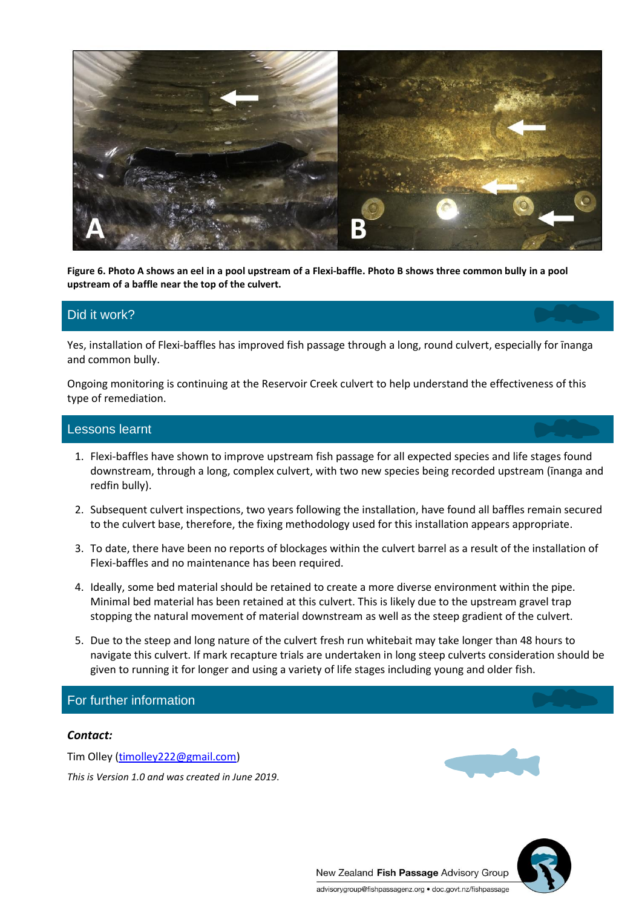**Figure 6. Photo A shows an eel in a pool upstream of a Flexi-baffle. Photo B shows three common bully in a pool upstream of a baffle near the top of the culvert.**

## Did it work?

Yes, installation of Flexi-baffles has improved fish passage through a long, round culvert, especially for īnanga and common bully.

Ongoing monitoring is continuing at the Reservoir Creek culvert to help understand the effectiveness of this type of remediation.

## Lessons learnt

1. Flexi-baffles have shown to improve upstream fish passage for all expected species and life stages found downstream, through a long, complex culvert, with two new species being recorded upstream (īnanga and redfin bully).
2. Subsequent culvert inspections, two years following the installation, have found all baffles remain secured to the culvert base, therefore, the fixing methodology used for this installation appears appropriate.
3. To date, there have been no reports of blockages within the culvert barrel as a result of the installation of Flexi-baffles and no maintenance has been required.
4. Ideally, some bed material should be retained to create a more diverse environment within the pipe. Minimal bed material has been retained at this culvert. This is likely due to the upstream gravel trap stopping the natural movement of material downstream as well as the steep gradient of the culvert.
5. Due to the steep and long nature of the culvert fresh run whitebait may take longer than 48 hours to navigate this culvert. If mark recapture trials are undertaken in long steep culverts consideration should be given to running it for longer and using a variety of life stages including young and older fish.

## For further information

***Contact:***

Tim Olley (timolley222@gmail.com)

*This is Version 1.0 and was created in June 2019.*

New Zealand **Fish Passage** Advisory Group

advisorygroup@fishpassagenz.org • doc.govt.nz/fishpassage